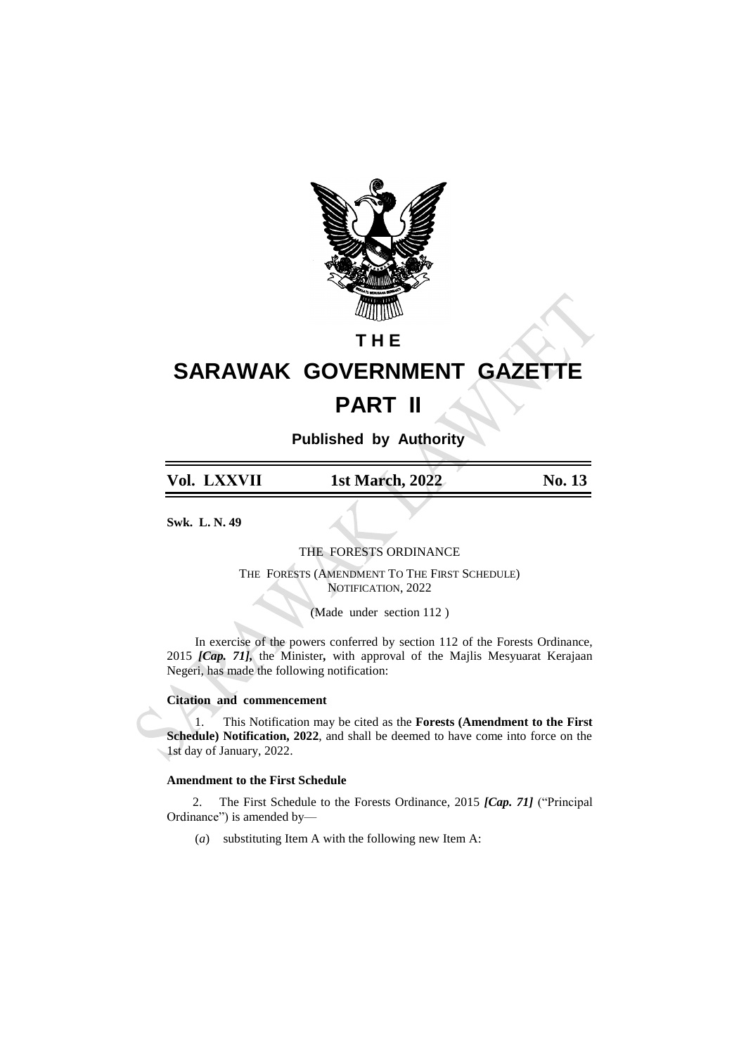# THE

# SARAWAK GOVERNMENT GAZETTE

# PART II

**Published by Authority**

| **Vol. LXXVII** | **1st March, 2022** | **No. 13** |
|---|---|---|

**Swk. L. N. 49**

THE FORESTS ORDINANCE

THE FORESTS (AMENDMENT TO THE FIRST SCHEDULE) NOTIFICATION, 2022

(Made under section 112 )

In exercise of the powers conferred by section 112 of the Forests Ordinance, 2015 ***[Cap. 71]***, the Minister**,** with approval of the Majlis Mesyuarat Kerajaan Negeri, has made the following notification:

**Citation and commencement**

1. This Notification may be cited as the **Forests (Amendment to the First Schedule) Notification, 2022**, and shall be deemed to have come into force on the 1st day of January, 2022.

**Amendment to the First Schedule**

2. The First Schedule to the Forests Ordinance, 2015 ***[Cap. 71]*** ("Principal Ordinance") is amended by—

(*a*) substituting Item A with the following new Item A: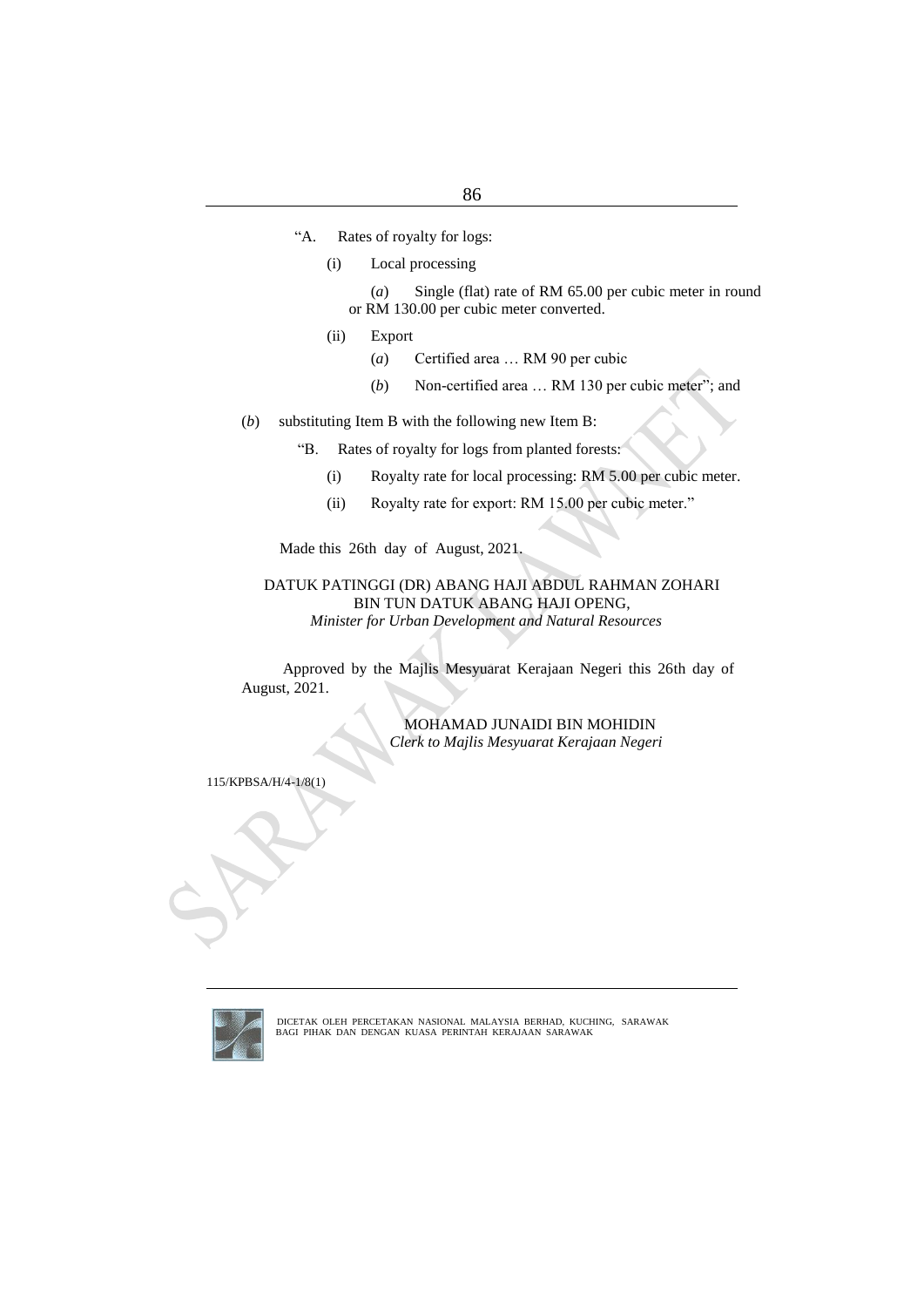"A. Rates of royalty for logs:

(i) Local processing

(*a*) Single (flat) rate of RM 65.00 per cubic meter in round or RM 130.00 per cubic meter converted.

(ii) Export

(*a*) Certified area … RM 90 per cubic

(*b*) Non-certified area … RM 130 per cubic meter"; and

(*b*) substituting Item B with the following new Item B:

"B. Rates of royalty for logs from planted forests:

(i) Royalty rate for local processing: RM 5.00 per cubic meter.

(ii) Royalty rate for export: RM 15.00 per cubic meter."

Made this 26th day of August, 2021.

DATUK PATINGGI (DR) ABANG HAJI ABDUL RAHMAN ZOHARI BIN TUN DATUK ABANG HAJI OPENG,
*Minister for Urban Development and Natural Resources*

Approved by the Majlis Mesyuarat Kerajaan Negeri this 26th day of August, 2021.

MOHAMAD JUNAIDI BIN MOHIDIN
*Clerk to Majlis Mesyuarat Kerajaan Negeri*

115/KPBSA/H/4-1/8(1)

DICETAK OLEH PERCETAKAN NASIONAL MALAYSIA BERHAD, KUCHING, SARAWAK
BAGI PIHAK DAN DENGAN KUASA PERINTAH KERAJAAN SARAWAK